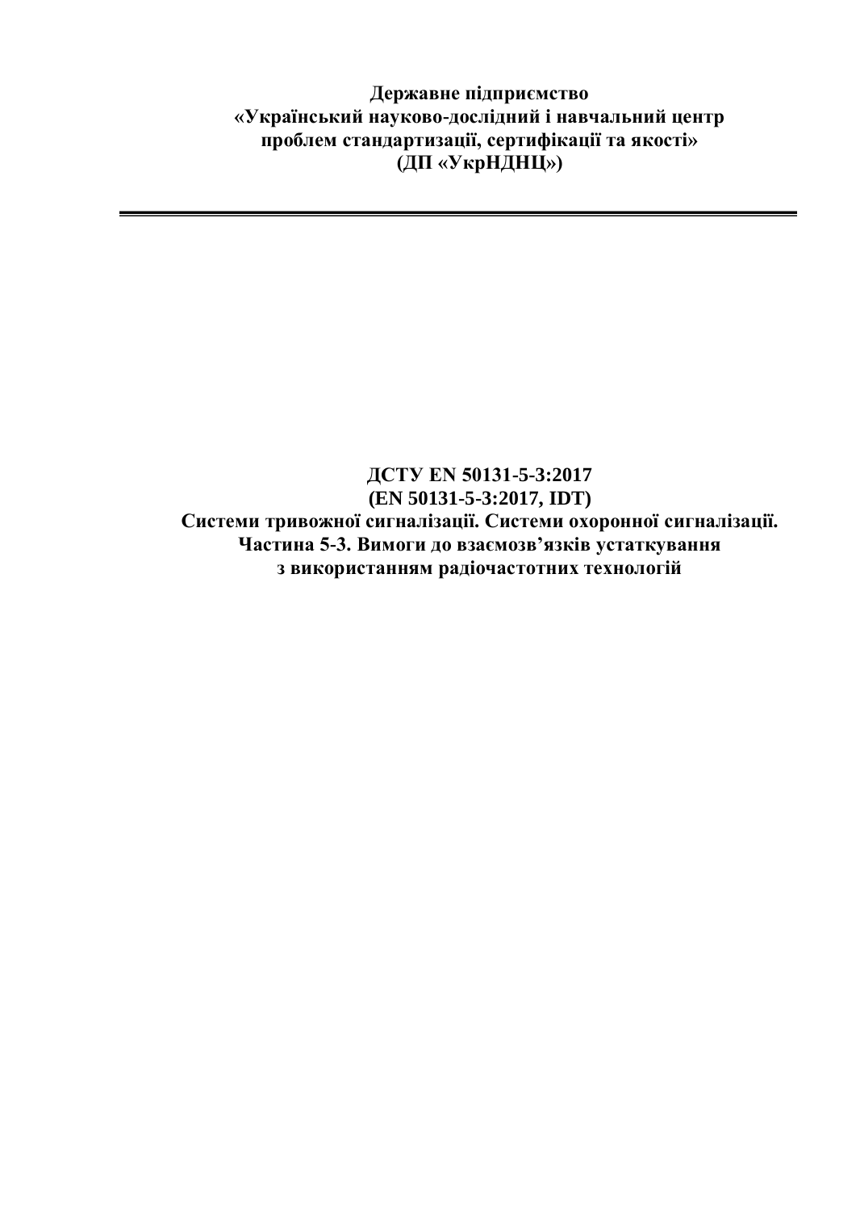**Державне підприємство**
**«Український науково-дослідний і навчальний центр**
**проблем стандартизації, сертифікації та якості»**
**(ДП «УкрНДНЦ»)**

---

# ДСТУ EN 50131-5-3:2017
## (EN 50131-5-3:2017, IDT)
## Системи тривожної сигналізації. Системи охоронної сигналізації. Частина 5-3. Вимоги до взаємозв’язків устаткування з використанням радіочастотних технологій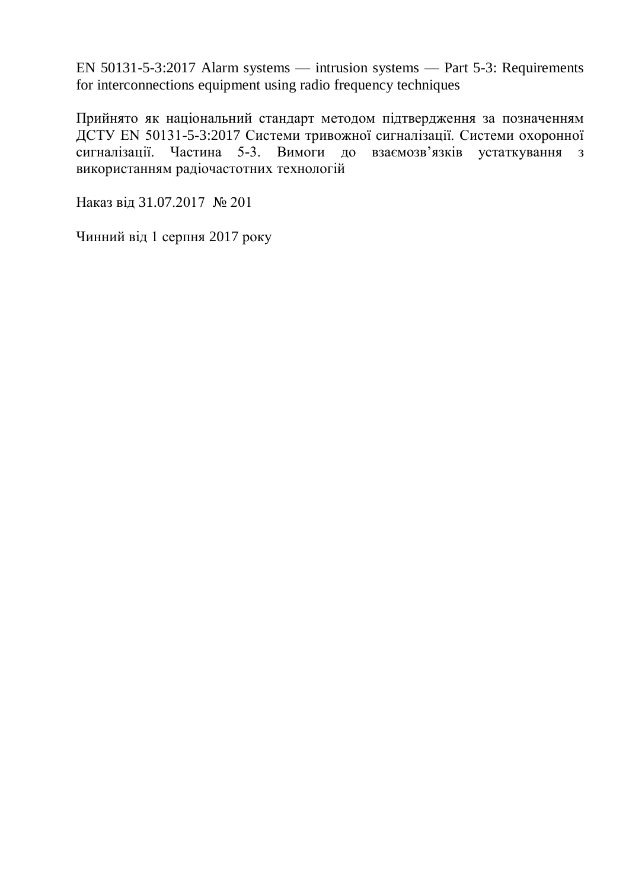EN 50131-5-3:2017 Alarm systems — intrusion systems — Part 5-3: Requirements for interconnections equipment using radio frequency techniques

Прийнято як національний стандарт методом підтвердження за позначенням ДСТУ EN 50131-5-3:2017 Системи тривожної сигналізації. Системи охоронної сигналізації. Частина 5-3. Вимоги до взаємозв’язків устаткування з використанням радіочастотних технологій

Наказ від 31.07.2017 № 201

Чинний від 1 серпня 2017 року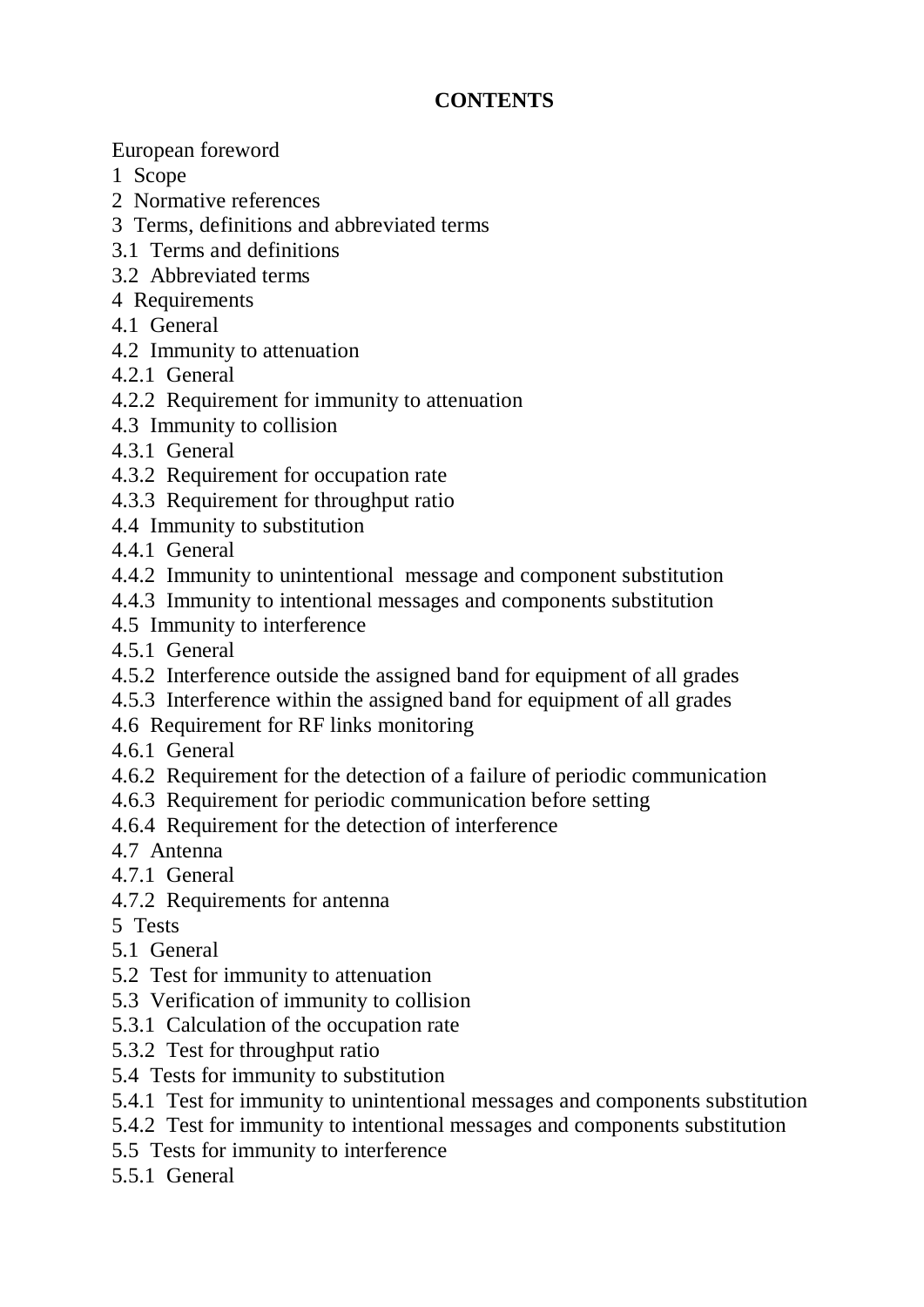**CONTENTS**

European foreword
1 Scope
2 Normative references
3 Terms, definitions and abbreviated terms
3.1 Terms and definitions
3.2 Abbreviated terms
4 Requirements
4.1 General
4.2 Immunity to attenuation
4.2.1 General
4.2.2 Requirement for immunity to attenuation
4.3 Immunity to collision
4.3.1 General
4.3.2 Requirement for occupation rate
4.3.3 Requirement for throughput ratio
4.4 Immunity to substitution
4.4.1 General
4.4.2 Immunity to unintentional message and component substitution
4.4.3 Immunity to intentional messages and components substitution
4.5 Immunity to interference
4.5.1 General
4.5.2 Interference outside the assigned band for equipment of all grades
4.5.3 Interference within the assigned band for equipment of all grades
4.6 Requirement for RF links monitoring
4.6.1 General
4.6.2 Requirement for the detection of a failure of periodic communication
4.6.3 Requirement for periodic communication before setting
4.6.4 Requirement for the detection of interference
4.7 Antenna
4.7.1 General
4.7.2 Requirements for antenna
5 Tests
5.1 General
5.2 Test for immunity to attenuation
5.3 Verification of immunity to collision
5.3.1 Calculation of the occupation rate
5.3.2 Test for throughput ratio
5.4 Tests for immunity to substitution
5.4.1 Test for immunity to unintentional messages and components substitution
5.4.2 Test for immunity to intentional messages and components substitution
5.5 Tests for immunity to interference
5.5.1 General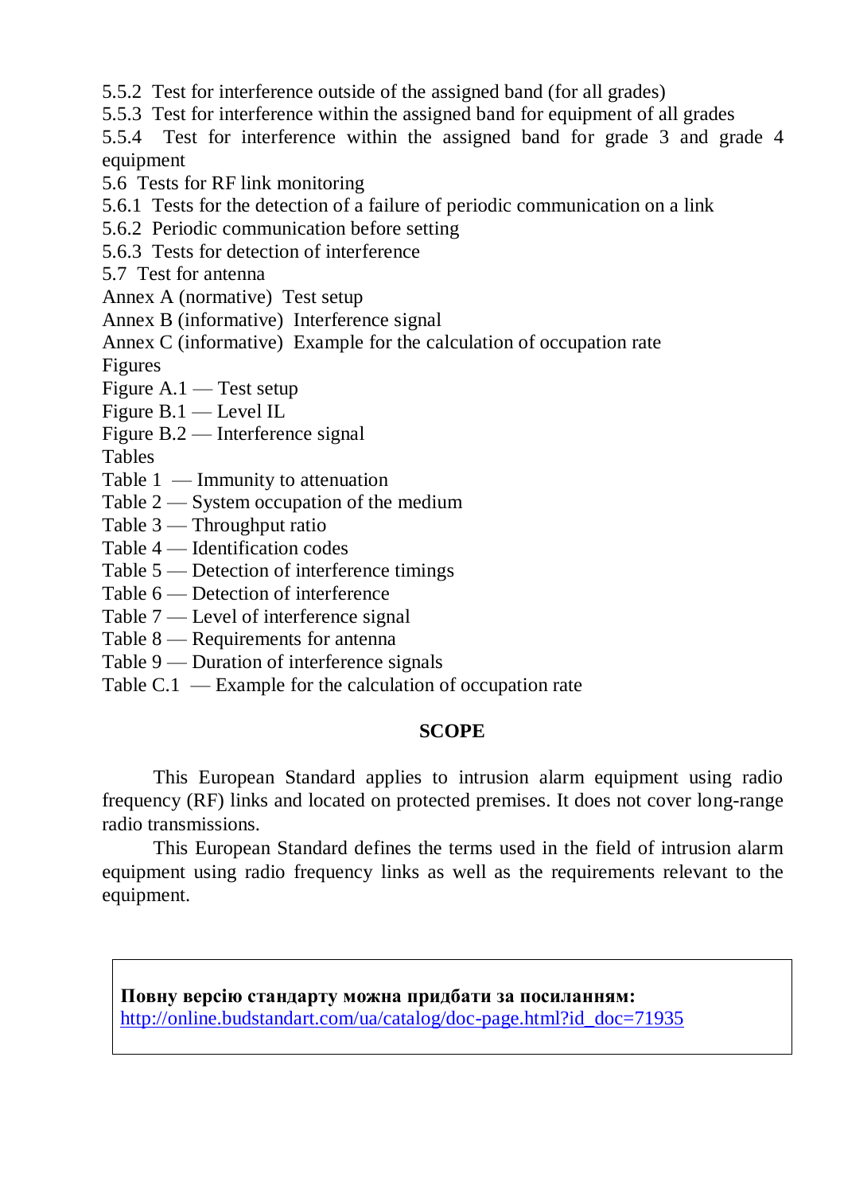5.5.2 Test for interference outside of the assigned band (for all grades)
5.5.3 Test for interference within the assigned band for equipment of all grades
5.5.4 Test for interference within the assigned band for grade 3 and grade 4 equipment
5.6 Tests for RF link monitoring
5.6.1 Tests for the detection of a failure of periodic communication on a link
5.6.2 Periodic communication before setting
5.6.3 Tests for detection of interference
5.7 Test for antenna
Annex A (normative) Test setup
Annex B (informative) Interference signal
Annex C (informative) Example for the calculation of occupation rate
Figures
Figure A.1 — Test setup
Figure B.1 — Level IL
Figure B.2 — Interference signal
Tables
Table 1 — Immunity to attenuation
Table 2 — System occupation of the medium
Table 3 — Throughput ratio
Table 4 — Identification codes
Table 5 — Detection of interference timings
Table 6 — Detection of interference
Table 7 — Level of interference signal
Table 8 — Requirements for antenna
Table 9 — Duration of interference signals
Table C.1 — Example for the calculation of occupation rate

## SCOPE

This European Standard applies to intrusion alarm equipment using radio frequency (RF) links and located on protected premises. It does not cover long-range radio transmissions.

This European Standard defines the terms used in the field of intrusion alarm equipment using radio frequency links as well as the requirements relevant to the equipment.

**Повну версію стандарту можна придбати за посиланням:**
http://online.budstandart.com/ua/catalog/doc-page.html?id_doc=71935